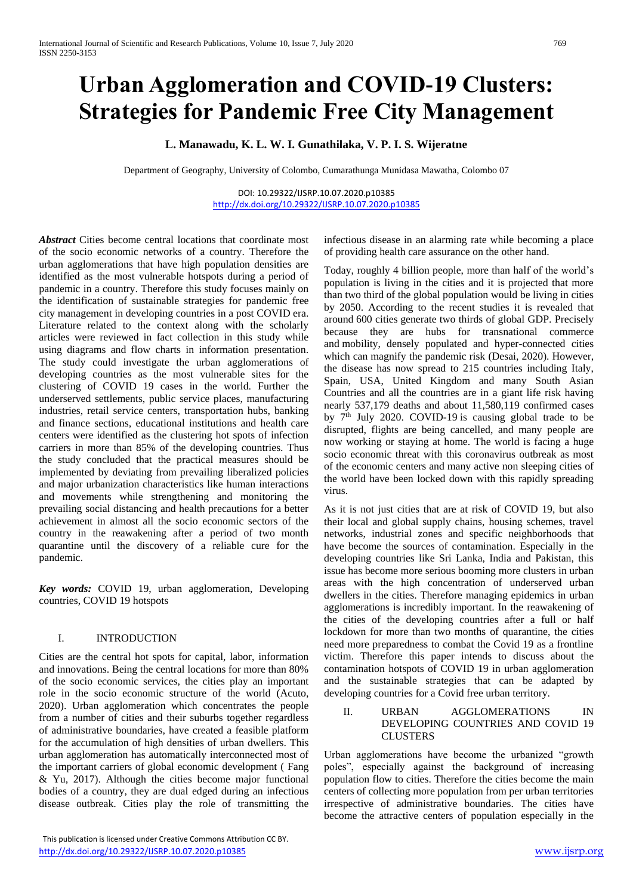# Urban Agglomeration and COVID-19 Clusters: Strategies for Pandemic Free City Management

**L. Manawadu, K. L. W. I. Gunathilaka, V. P. I. S. Wijeratne**

Department of Geography, University of Colombo, Cumarathunga Munidasa Mawatha, Colombo 07

DOI: 10.29322/IJSRP.10.07.2020.p10385
http://dx.doi.org/10.29322/IJSRP.10.07.2020.p10385

***Abstract*** Cities become central locations that coordinate most of the socio economic networks of a country. Therefore the urban agglomerations that have high population densities are identified as the most vulnerable hotspots during a period of pandemic in a country. Therefore this study focuses mainly on the identification of sustainable strategies for pandemic free city management in developing countries in a post COVID era. Literature related to the context along with the scholarly articles were reviewed in fact collection in this study while using diagrams and flow charts in information presentation. The study could investigate the urban agglomerations of developing countries as the most vulnerable sites for the clustering of COVID 19 cases in the world. Further the underserved settlements, public service places, manufacturing industries, retail service centers, transportation hubs, banking and finance sections, educational institutions and health care centers were identified as the clustering hot spots of infection carriers in more than 85% of the developing countries. Thus the study concluded that the practical measures should be implemented by deviating from prevailing liberalized policies and major urbanization characteristics like human interactions and movements while strengthening and monitoring the prevailing social distancing and health precautions for a better achievement in almost all the socio economic sectors of the country in the reawakening after a period of two month quarantine until the discovery of a reliable cure for the pandemic.

***Key words:*** COVID 19, urban agglomeration, Developing countries, COVID 19 hotspots

## I. INTRODUCTION

Cities are the central hot spots for capital, labor, information and innovations. Being the central locations for more than 80% of the socio economic services, the cities play an important role in the socio economic structure of the world (Acuto, 2020). Urban agglomeration which concentrates the people from a number of cities and their suburbs together regardless of administrative boundaries, have created a feasible platform for the accumulation of high densities of urban dwellers. This urban agglomeration has automatically interconnected most of the important carriers of global economic development ( Fang & Yu, 2017). Although the cities become major functional bodies of a country, they are dual edged during an infectious disease outbreak. Cities play the role of transmitting the infectious disease in an alarming rate while becoming a place of providing health care assurance on the other hand.

Today, roughly 4 billion people, more than half of the world's population is living in the cities and it is projected that more than two third of the global population would be living in cities by 2050. According to the recent studies it is revealed that around 600 cities generate two thirds of global GDP. Precisely because they are hubs for transnational commerce and mobility, densely populated and hyper-connected cities which can magnify the pandemic risk (Desai, 2020). However, the disease has now spread to 215 countries including Italy, Spain, USA, United Kingdom and many South Asian Countries and all the countries are in a giant life risk having nearly 537,179 deaths and about 11,580,119 confirmed cases by 7th July 2020. COVID-19 is causing global trade to be disrupted, flights are being cancelled, and many people are now working or staying at home. The world is facing a huge socio economic threat with this coronavirus outbreak as most of the economic centers and many active non sleeping cities of the world have been locked down with this rapidly spreading virus.

As it is not just cities that are at risk of COVID 19, but also their local and global supply chains, housing schemes, travel networks, industrial zones and specific neighborhoods that have become the sources of contamination. Especially in the developing countries like Sri Lanka, India and Pakistan, this issue has become more serious booming more clusters in urban areas with the high concentration of underserved urban dwellers in the cities. Therefore managing epidemics in urban agglomerations is incredibly important. In the reawakening of the cities of the developing countries after a full or half lockdown for more than two months of quarantine, the cities need more preparedness to combat the Covid 19 as a frontline victim. Therefore this paper intends to discuss about the contamination hotspots of COVID 19 in urban agglomeration and the sustainable strategies that can be adapted by developing countries for a Covid free urban territory.

## II. URBAN AGGLOMERATIONS IN DEVELOPING COUNTRIES AND COVID 19 CLUSTERS

Urban agglomerations have become the urbanized "growth poles", especially against the background of increasing population flow to cities. Therefore the cities become the main centers of collecting more population from per urban territories irrespective of administrative boundaries. The cities have become the attractive centers of population especially in the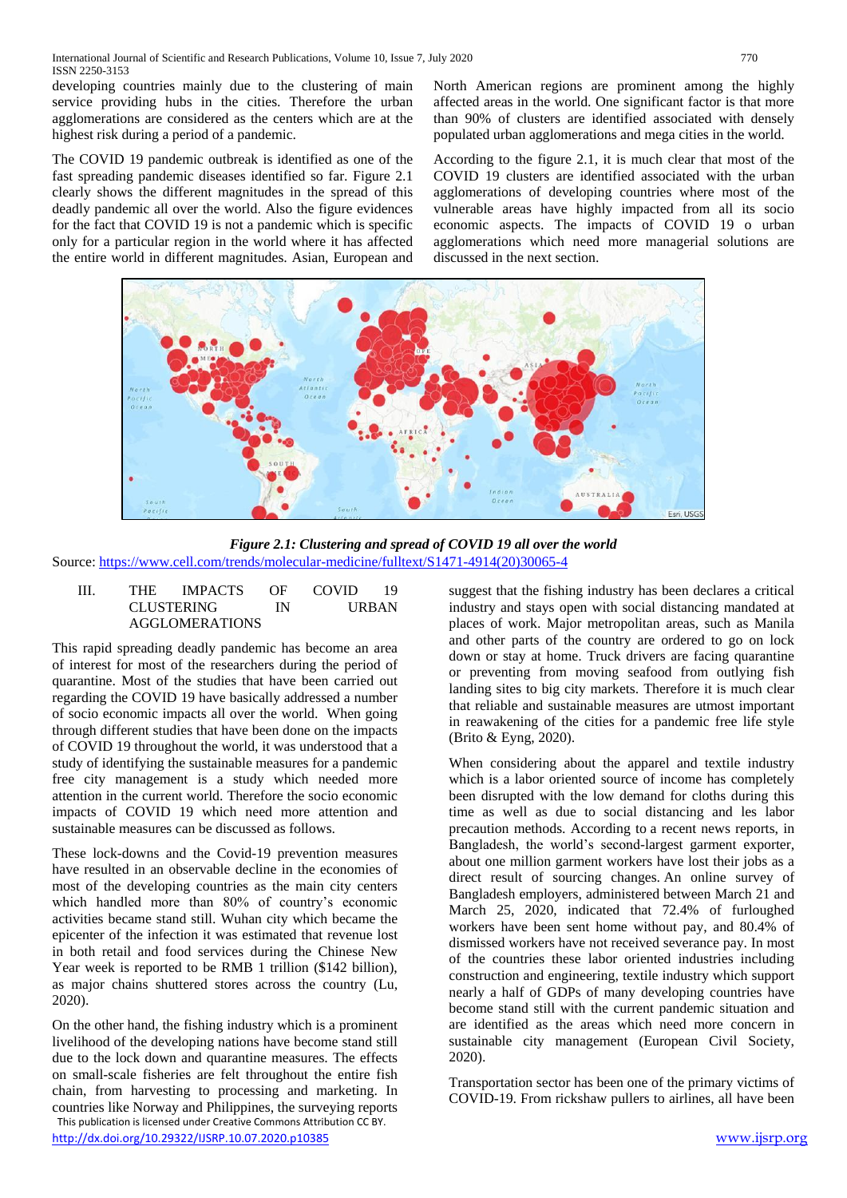developing countries mainly due to the clustering of main service providing hubs in the cities. Therefore the urban agglomerations are considered as the centers which are at the highest risk during a period of a pandemic.

The COVID 19 pandemic outbreak is identified as one of the fast spreading pandemic diseases identified so far. Figure 2.1 clearly shows the different magnitudes in the spread of this deadly pandemic all over the world. Also the figure evidences for the fact that COVID 19 is not a pandemic which is specific only for a particular region in the world where it has affected the entire world in different magnitudes. Asian, European and North American regions are prominent among the highly affected areas in the world. One significant factor is that more than 90% of clusters are identified associated with densely populated urban agglomerations and mega cities in the world.

According to the figure 2.1, it is much clear that most of the COVID 19 clusters are identified associated with the urban agglomerations of developing countries where most of the vulnerable areas have highly impacted from all its socio economic aspects. The impacts of COVID 19 o urban agglomerations which need more managerial solutions are discussed in the next section.

***Figure 2.1: Clustering and spread of COVID 19 all over the world***

Source: https://www.cell.com/trends/molecular-medicine/fulltext/S1471-4914(20)30065-4

## III. THE IMPACTS OF COVID 19 CLUSTERING IN URBAN AGGLOMERATIONS

This rapid spreading deadly pandemic has become an area of interest for most of the researchers during the period of quarantine. Most of the studies that have been carried out regarding the COVID 19 have basically addressed a number of socio economic impacts all over the world. When going through different studies that have been done on the impacts of COVID 19 throughout the world, it was understood that a study of identifying the sustainable measures for a pandemic free city management is a study which needed more attention in the current world. Therefore the socio economic impacts of COVID 19 which need more attention and sustainable measures can be discussed as follows.

These lock-downs and the Covid-19 prevention measures have resulted in an observable decline in the economies of most of the developing countries as the main city centers which handled more than 80% of country's economic activities became stand still. Wuhan city which became the epicenter of the infection it was estimated that revenue lost in both retail and food services during the Chinese New Year week is reported to be RMB 1 trillion ($142 billion), as major chains shuttered stores across the country (Lu, 2020).

On the other hand, the fishing industry which is a prominent livelihood of the developing nations have become stand still due to the lock down and quarantine measures. The effects on small-scale fisheries are felt throughout the entire fish chain, from harvesting to processing and marketing. In countries like Norway and Philippines, the surveying reports suggest that the fishing industry has been declares a critical industry and stays open with social distancing mandated at places of work. Major metropolitan areas, such as Manila and other parts of the country are ordered to go on lock down or stay at home. Truck drivers are facing quarantine or preventing from moving seafood from outlying fish landing sites to big city markets. Therefore it is much clear that reliable and sustainable measures are utmost important in reawakening of the cities for a pandemic free life style (Brito & Eyng, 2020).

When considering about the apparel and textile industry which is a labor oriented source of income has completely been disrupted with the low demand for cloths during this time as well as due to social distancing and les labor precaution methods. According to a recent news reports, in Bangladesh, the world's second-largest garment exporter, about one million garment workers have lost their jobs as a direct result of sourcing changes. An online survey of Bangladesh employers, administered between March 21 and March 25, 2020, indicated that 72.4% of furloughed workers have been sent home without pay, and 80.4% of dismissed workers have not received severance pay. In most of the countries these labor oriented industries including construction and engineering, textile industry which support nearly a half of GDPs of many developing countries have become stand still with the current pandemic situation and are identified as the areas which need more concern in sustainable city management (European Civil Society, 2020).

Transportation sector has been one of the primary victims of COVID-19. From rickshaw pullers to airlines, all have been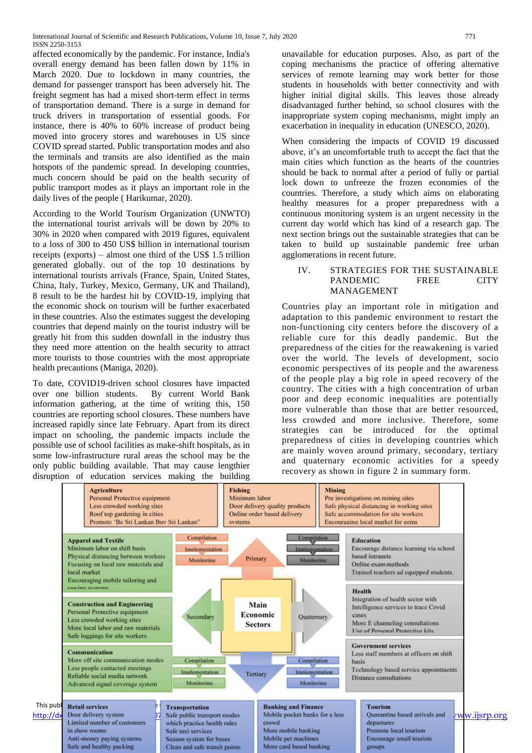affected economically by the pandemic. For instance, India's overall energy demand has been fallen down by 11% in March 2020. Due to lockdown in many countries, the demand for passenger transport has been adversely hit. The freight segment has had a mixed short-term effect in terms of transportation demand. There is a surge in demand for truck drivers in transportation of essential goods. For instance, there is 40% to 60% increase of product being moved into grocery stores and warehouses in US since COVID spread started. Public transportation modes and also the terminals and transits are also identified as the main hotspots of the pandemic spread. In developing countries, much concern should be paid on the health security of public transport modes as it plays an important role in the daily lives of the people ( Harikumar, 2020).

According to the World Tourism Organization (UNWTO) the international tourist arrivals will be down by 20% to 30% in 2020 when compared with 2019 figures, equivalent to a loss of 300 to 450 US$ billion in international tourism receipts (exports) – almost one third of the US$ 1.5 trillion generated globally. out of the top 10 destinations by international tourists arrivals (France, Spain, United States, China, Italy, Turkey, Mexico, Germany, UK and Thailand), 8 result to be the hardest hit by COVID-19, implying that the economic shock on tourism will be further exacerbated in these countries. Also the estimates suggest the developing countries that depend mainly on the tourist industry will be greatly hit from this sudden downfall in the industry thus they need more attention on the health security to attract more tourists to those countries with the most appropriate health precautions (Maniga, 2020).

To date, COVID19-driven school closures have impacted over one billion students. By current World Bank information gathering, at the time of writing this, 150 countries are reporting school closures. These numbers have increased rapidly since late February. Apart from its direct impact on schooling, the pandemic impacts include the possible use of school facilities as make-shift hospitals, as in some low-infrastructure rural areas the school may be the only public building available. That may cause lengthier disruption of education services making the building unavailable for education purposes. Also, as part of the coping mechanisms the practice of offering alternative services of remote learning may work better for those students in households with better connectivity and with higher initial digital skills. This leaves those already disadvantaged further behind, so school closures with the inappropriate system coping mechanisms, might imply an exacerbation in inequality in education (UNESCO, 2020).

When considering the impacts of COVID 19 discussed above, it's an uncomfortable truth to accept the fact that the main cities which function as the hearts of the countries should be back to normal after a period of fully or partial lock down to unfreeze the frozen economies of the countries. Therefore, a study which aims on elaborating healthy measures for a proper preparedness with a continuous monitoring system is an urgent necessity in the current day world which has kind of a research gap. The next section brings out the sustainable strategies that can be taken to build up sustainable pandemic free urban agglomerations in recent future.

## IV. STRATEGIES FOR THE SUSTAINABLE PANDEMIC FREE CITY MANAGEMENT

Countries play an important role in mitigation and adaptation to this pandemic environment to restart the non-functioning city centers before the discovery of a reliable cure for this deadly pandemic. But the preparedness of the cities for the reawakening is varied over the world. The levels of development, socio economic perspectives of its people and the awareness of the people play a big role in speed recovery of the country. The cities with a high concentration of urban poor and deep economic inequalities are potentially more vulnerable than those that are better resourced, less crowded and more inclusive. Therefore, some strategies can be introduced for the optimal preparedness of cities in developing countries which are mainly woven around primary, secondary, tertiary and quaternary economic activities for a speedy recovery as shown in figure 2 in summary form.

**Main Economic Sectors**

**Primary** (Compilation, Implementation, Monitoring)

**Agriculture**
Personal Protective equipment
Less crowded working sites
Roof top gardening in cities
Promote 'Be Sri Lankan Buy Sri Lankan"

**Fishing**
Minimum labor
Door delivery quality products
Online order based delivery systems

**Mining**
Pre investigations on mining sites
Safe physical distancing in working sites
Safe accommodation for site workers
Encouraging local market for gems

**Secondary** (Compilation, Implementation, Monitoring)

**Apparel and Textile**
Minimum labor on shift basis
Physical distancing between workers
Focusing on local raw materials and local market
Encouraging mobile tailoring and sewing systems

**Construction and Engineering**
Personal Protective equipment
Less crowded working sites
More local labor and raw materials
Safe loggings for site workers

**Communication**
More off site communication modes
Less people contacted meetings
Reliable social media network
Advanced signal coverage system

**Quaternary** (Compilation, Implementation, Monitoring)

**Education**
Encourage distance learning via school based intranets
Online exam methods
Trained teachers ad equipped students.

**Health**
Integration of health sector with Intelligence services to trace Covid cases
More E channeling consultations
Use of Personal Protective kits

**Government services**
Less staff members at officers on shift basis
Technology based service appointments
Distance consultations

**Tertiary** (Compilation, Implementation, Monitoring)

**Retail services**
Door delivery system
Limited number of customers in show rooms
Anti-money paying systems
Safe and healthy packing

**Transportation**
Safe public transport modes which practice health rules
Safe taxi services
Season system for buses
Clean and safe transit points

**Banking and Finance**
Mobile pocket banks for a less crowd
More mobile banking
Mobile pet machines
More card based banking

**Tourism**
Quarantine based arrivals and departures
Promote local tourism
Encourage small tourists groups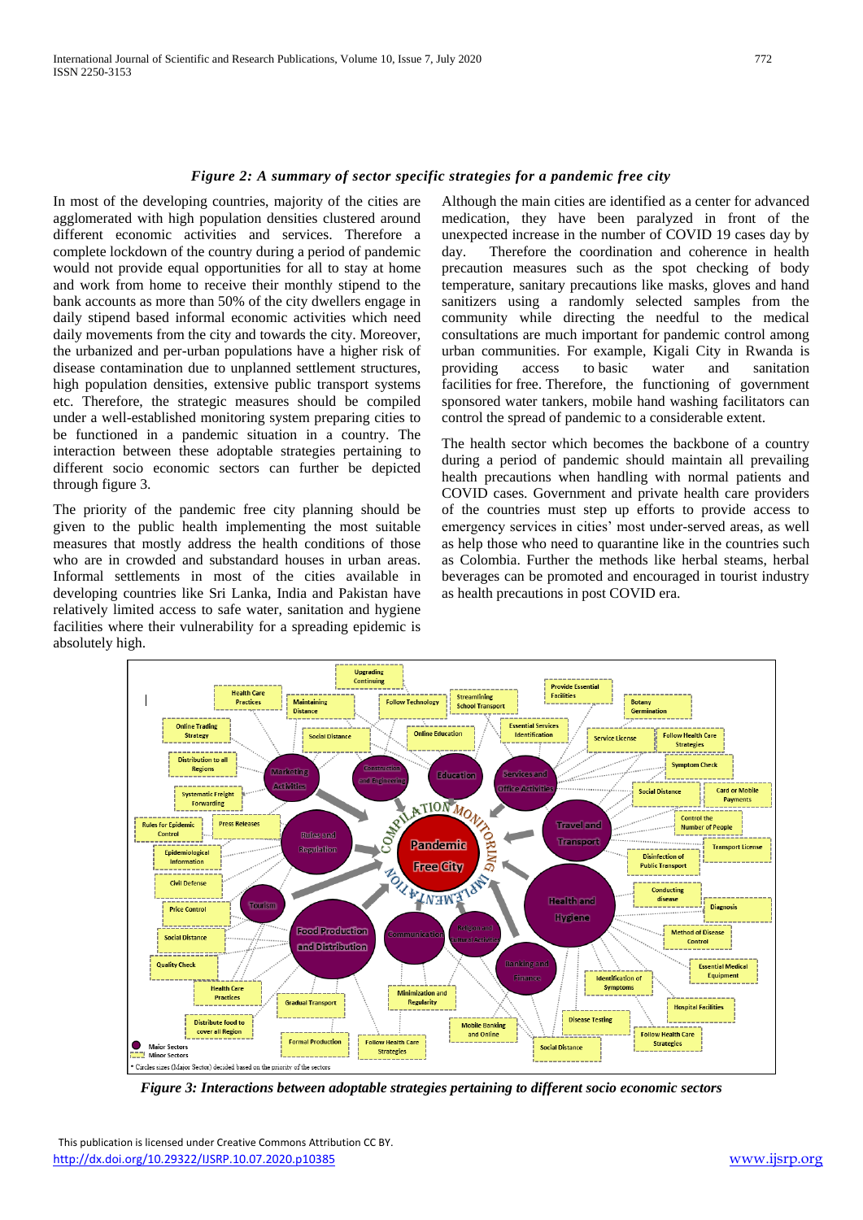***Figure 2: A summary of sector specific strategies for a pandemic free city***

In most of the developing countries, majority of the cities are agglomerated with high population densities clustered around different economic activities and services. Therefore a complete lockdown of the country during a period of pandemic would not provide equal opportunities for all to stay at home and work from home to receive their monthly stipend to the bank accounts as more than 50% of the city dwellers engage in daily stipend based informal economic activities which need daily movements from the city and towards the city. Moreover, the urbanized and per-urban populations have a higher risk of disease contamination due to unplanned settlement structures, high population densities, extensive public transport systems etc. Therefore, the strategic measures should be compiled under a well-established monitoring system preparing cities to be functioned in a pandemic situation in a country. The interaction between these adoptable strategies pertaining to different socio economic sectors can further be depicted through figure 3.

The priority of the pandemic free city planning should be given to the public health implementing the most suitable measures that mostly address the health conditions of those who are in crowded and substandard houses in urban areas. Informal settlements in most of the cities available in developing countries like Sri Lanka, India and Pakistan have relatively limited access to safe water, sanitation and hygiene facilities where their vulnerability for a spreading epidemic is absolutely high.

Although the main cities are identified as a center for advanced medication, they have been paralyzed in front of the unexpected increase in the number of COVID 19 cases day by day. Therefore the coordination and coherence in health precaution measures such as the spot checking of body temperature, sanitary precautions like masks, gloves and hand sanitizers using a randomly selected samples from the community while directing the needful to the medical consultations are much important for pandemic control among urban communities. For example, Kigali City in Rwanda is providing access to basic water and sanitation facilities for free. Therefore, the functioning of government sponsored water tankers, mobile hand washing facilitators can control the spread of pandemic to a considerable extent.

The health sector which becomes the backbone of a country during a period of pandemic should maintain all prevailing health precautions when handling with normal patients and COVID cases. Government and private health care providers of the countries must step up efforts to provide access to emergency services in cities' most under-served areas, as well as help those who need to quarantine like in the countries such as Colombia. Further the methods like herbal steams, herbal beverages can be promoted and encouraged in tourist industry as health precautions in post COVID era.

***Figure 3: Interactions between adoptable strategies pertaining to different socio economic sectors***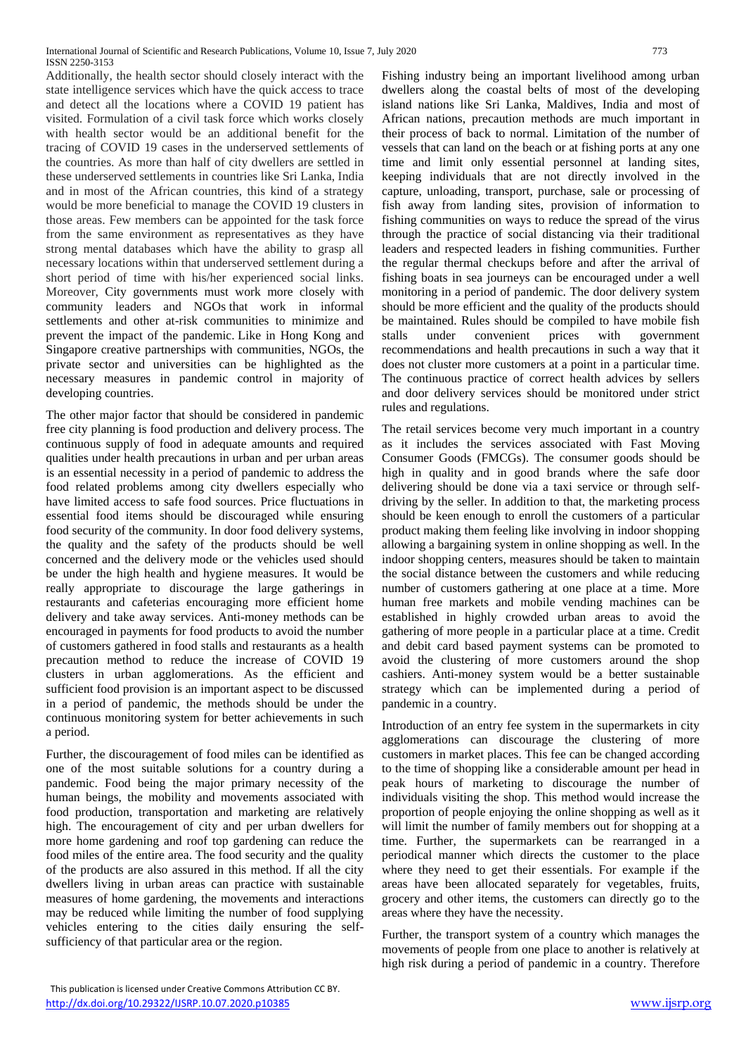Additionally, the health sector should closely interact with the state intelligence services which have the quick access to trace and detect all the locations where a COVID 19 patient has visited. Formulation of a civil task force which works closely with health sector would be an additional benefit for the tracing of COVID 19 cases in the underserved settlements of the countries. As more than half of city dwellers are settled in these underserved settlements in countries like Sri Lanka, India and in most of the African countries, this kind of a strategy would be more beneficial to manage the COVID 19 clusters in those areas. Few members can be appointed for the task force from the same environment as representatives as they have strong mental databases which have the ability to grasp all necessary locations within that underserved settlement during a short period of time with his/her experienced social links. Moreover, City governments must work more closely with community leaders and NGOs that work in informal settlements and other at-risk communities to minimize and prevent the impact of the pandemic. Like in Hong Kong and Singapore creative partnerships with communities, NGOs, the private sector and universities can be highlighted as the necessary measures in pandemic control in majority of developing countries.

The other major factor that should be considered in pandemic free city planning is food production and delivery process. The continuous supply of food in adequate amounts and required qualities under health precautions in urban and per urban areas is an essential necessity in a period of pandemic to address the food related problems among city dwellers especially who have limited access to safe food sources. Price fluctuations in essential food items should be discouraged while ensuring food security of the community. In door food delivery systems, the quality and the safety of the products should be well concerned and the delivery mode or the vehicles used should be under the high health and hygiene measures. It would be really appropriate to discourage the large gatherings in restaurants and cafeterias encouraging more efficient home delivery and take away services. Anti-money methods can be encouraged in payments for food products to avoid the number of customers gathered in food stalls and restaurants as a health precaution method to reduce the increase of COVID 19 clusters in urban agglomerations. As the efficient and sufficient food provision is an important aspect to be discussed in a period of pandemic, the methods should be under the continuous monitoring system for better achievements in such a period.

Further, the discouragement of food miles can be identified as one of the most suitable solutions for a country during a pandemic. Food being the major primary necessity of the human beings, the mobility and movements associated with food production, transportation and marketing are relatively high. The encouragement of city and per urban dwellers for more home gardening and roof top gardening can reduce the food miles of the entire area. The food security and the quality of the products are also assured in this method. If all the city dwellers living in urban areas can practice with sustainable measures of home gardening, the movements and interactions may be reduced while limiting the number of food supplying vehicles entering to the cities daily ensuring the self-sufficiency of that particular area or the region.

Fishing industry being an important livelihood among urban dwellers along the coastal belts of most of the developing island nations like Sri Lanka, Maldives, India and most of African nations, precaution methods are much important in their process of back to normal. Limitation of the number of vessels that can land on the beach or at fishing ports at any one time and limit only essential personnel at landing sites, keeping individuals that are not directly involved in the capture, unloading, transport, purchase, sale or processing of fish away from landing sites, provision of information to fishing communities on ways to reduce the spread of the virus through the practice of social distancing via their traditional leaders and respected leaders in fishing communities. Further the regular thermal checkups before and after the arrival of fishing boats in sea journeys can be encouraged under a well monitoring in a period of pandemic. The door delivery system should be more efficient and the quality of the products should be maintained. Rules should be compiled to have mobile fish stalls under convenient prices with government recommendations and health precautions in such a way that it does not cluster more customers at a point in a particular time. The continuous practice of correct health advices by sellers and door delivery services should be monitored under strict rules and regulations.

The retail services become very much important in a country as it includes the services associated with Fast Moving Consumer Goods (FMCGs). The consumer goods should be high in quality and in good brands where the safe door delivering should be done via a taxi service or through self-driving by the seller. In addition to that, the marketing process should be keen enough to enroll the customers of a particular product making them feeling like involving in indoor shopping allowing a bargaining system in online shopping as well. In the indoor shopping centers, measures should be taken to maintain the social distance between the customers and while reducing number of customers gathering at one place at a time. More human free markets and mobile vending machines can be established in highly crowded urban areas to avoid the gathering of more people in a particular place at a time. Credit and debit card based payment systems can be promoted to avoid the clustering of more customers around the shop cashiers. Anti-money system would be a better sustainable strategy which can be implemented during a period of pandemic in a country.

Introduction of an entry fee system in the supermarkets in city agglomerations can discourage the clustering of more customers in market places. This fee can be changed according to the time of shopping like a considerable amount per head in peak hours of marketing to discourage the number of individuals visiting the shop. This method would increase the proportion of people enjoying the online shopping as well as it will limit the number of family members out for shopping at a time. Further, the supermarkets can be rearranged in a periodical manner which directs the customer to the place where they need to get their essentials. For example if the areas have been allocated separately for vegetables, fruits, grocery and other items, the customers can directly go to the areas where they have the necessity.

Further, the transport system of a country which manages the movements of people from one place to another is relatively at high risk during a period of pandemic in a country. Therefore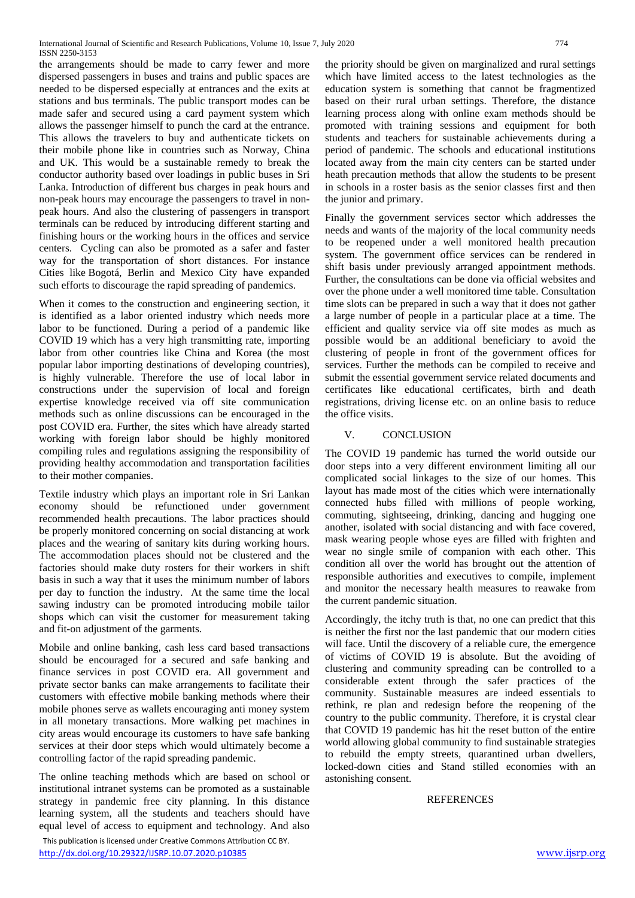the arrangements should be made to carry fewer and more dispersed passengers in buses and trains and public spaces are needed to be dispersed especially at entrances and the exits at stations and bus terminals. The public transport modes can be made safer and secured using a card payment system which allows the passenger himself to punch the card at the entrance. This allows the travelers to buy and authenticate tickets on their mobile phone like in countries such as Norway, China and UK. This would be a sustainable remedy to break the conductor authority based over loadings in public buses in Sri Lanka. Introduction of different bus charges in peak hours and non-peak hours may encourage the passengers to travel in non-peak hours. And also the clustering of passengers in transport terminals can be reduced by introducing different starting and finishing hours or the working hours in the offices and service centers. Cycling can also be promoted as a safer and faster way for the transportation of short distances. For instance Cities like Bogotá, Berlin and Mexico City have expanded such efforts to discourage the rapid spreading of pandemics.

When it comes to the construction and engineering section, it is identified as a labor oriented industry which needs more labor to be functioned. During a period of a pandemic like COVID 19 which has a very high transmitting rate, importing labor from other countries like China and Korea (the most popular labor importing destinations of developing countries), is highly vulnerable. Therefore the use of local labor in constructions under the supervision of local and foreign expertise knowledge received via off site communication methods such as online discussions can be encouraged in the post COVID era. Further, the sites which have already started working with foreign labor should be highly monitored compiling rules and regulations assigning the responsibility of providing healthy accommodation and transportation facilities to their mother companies.

Textile industry which plays an important role in Sri Lankan economy should be refunctioned under government recommended health precautions. The labor practices should be properly monitored concerning on social distancing at work places and the wearing of sanitary kits during working hours. The accommodation places should not be clustered and the factories should make duty rosters for their workers in shift basis in such a way that it uses the minimum number of labors per day to function the industry. At the same time the local sawing industry can be promoted introducing mobile tailor shops which can visit the customer for measurement taking and fit-on adjustment of the garments.

Mobile and online banking, cash less card based transactions should be encouraged for a secured and safe banking and finance services in post COVID era. All government and private sector banks can make arrangements to facilitate their customers with effective mobile banking methods where their mobile phones serve as wallets encouraging anti money system in all monetary transactions. More walking pet machines in city areas would encourage its customers to have safe banking services at their door steps which would ultimately become a controlling factor of the rapid spreading pandemic.

The online teaching methods which are based on school or institutional intranet systems can be promoted as a sustainable strategy in pandemic free city planning. In this distance learning system, all the students and teachers should have equal level of access to equipment and technology. And also the priority should be given on marginalized and rural settings which have limited access to the latest technologies as the education system is something that cannot be fragmentized based on their rural urban settings. Therefore, the distance learning process along with online exam methods should be promoted with training sessions and equipment for both students and teachers for sustainable achievements during a period of pandemic. The schools and educational institutions located away from the main city centers can be started under heath precaution methods that allow the students to be present in schools in a roster basis as the senior classes first and then the junior and primary.

Finally the government services sector which addresses the needs and wants of the majority of the local community needs to be reopened under a well monitored health precaution system. The government office services can be rendered in shift basis under previously arranged appointment methods. Further, the consultations can be done via official websites and over the phone under a well monitored time table. Consultation time slots can be prepared in such a way that it does not gather a large number of people in a particular place at a time. The efficient and quality service via off site modes as much as possible would be an additional beneficiary to avoid the clustering of people in front of the government offices for services. Further the methods can be compiled to receive and submit the essential government service related documents and certificates like educational certificates, birth and death registrations, driving license etc. on an online basis to reduce the office visits.

## V. CONCLUSION

The COVID 19 pandemic has turned the world outside our door steps into a very different environment limiting all our complicated social linkages to the size of our homes. This layout has made most of the cities which were internationally connected hubs filled with millions of people working, commuting, sightseeing, drinking, dancing and hugging one another, isolated with social distancing and with face covered, mask wearing people whose eyes are filled with frighten and wear no single smile of companion with each other. This condition all over the world has brought out the attention of responsible authorities and executives to compile, implement and monitor the necessary health measures to reawake from the current pandemic situation.

Accordingly, the itchy truth is that, no one can predict that this is neither the first nor the last pandemic that our modern cities will face. Until the discovery of a reliable cure, the emergence of victims of COVID 19 is absolute. But the avoiding of clustering and community spreading can be controlled to a considerable extent through the safer practices of the community. Sustainable measures are indeed essentials to rethink, re plan and redesign before the reopening of the country to the public community. Therefore, it is crystal clear that COVID 19 pandemic has hit the reset button of the entire world allowing global community to find sustainable strategies to rebuild the empty streets, quarantined urban dwellers, locked-down cities and Stand stilled economies with an astonishing consent.

## REFERENCES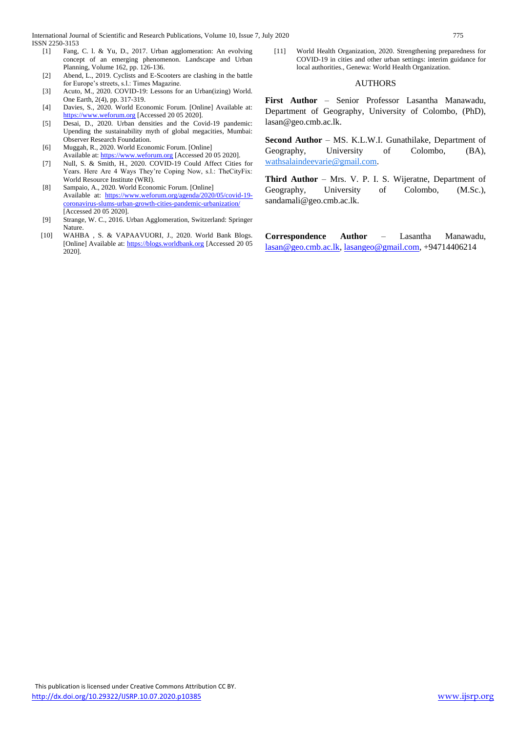[1] Fang, C. l. & Yu, D., 2017. Urban agglomeration: An evolving concept of an emerging phenomenon. Landscape and Urban Planning, Volume 162, pp. 126-136.

[2] Abend, L., 2019. Cyclists and E-Scooters are clashing in the battle for Europe's streets, s.l.: Times Magazine.

[3] Acuto, M., 2020. COVID-19: Lessons for an Urban(izing) World. One Earth, 2(4), pp. 317-319.

[4] Davies, S., 2020. World Economic Forum. [Online] Available at: https://www.weforum.org [Accessed 20 05 2020].

[5] Desai, D., 2020. Urban densities and the Covid-19 pandemic: Upending the sustainability myth of global megacities, Mumbai: Observer Research Foundation.

[6] Muggah, R., 2020. World Economic Forum. [Online] Available at: https://www.weforum.org [Accessed 20 05 2020].

[7] Null, S. & Smith, H., 2020. COVID-19 Could Affect Cities for Years. Here Are 4 Ways They're Coping Now, s.l.: TheCityFix: World Resource Institute (WRI).

[8] Sampaio, A., 2020. World Economic Forum. [Online] Available at: https://www.weforum.org/agenda/2020/05/covid-19-coronavirus-slums-urban-growth-cities-pandemic-urbanization/ [Accessed 20 05 2020].

[9] Strange, W. C., 2016. Urban Agglomeration, Switzerland: Springer Nature.

[10] WAHBA , S. & VAPAAVUORI, J., 2020. World Bank Blogs. [Online] Available at: https://blogs.worldbank.org [Accessed 20 05 2020].

[11] World Health Organization, 2020. Strengthening preparedness for COVID-19 in cities and other urban settings: interim guidance for local authorities., Genewa: World Health Organization.

## AUTHORS

**First Author** – Senior Professor Lasantha Manawadu, Department of Geography, University of Colombo, (PhD), lasan@geo.cmb.ac.lk.

**Second Author** – MS. K.L.W.I. Gunathilake, Department of Geography, University of Colombo, (BA), wathsalaindeevarie@gmail.com.

**Third Author** – Mrs. V. P. I. S. Wijeratne, Department of Geography, University of Colombo, (M.Sc.), sandamali@geo.cmb.ac.lk.

**Correspondence Author** – Lasantha Manawadu, lasan@geo.cmb.ac.lk, lasangeo@gmail.com, +94714406214